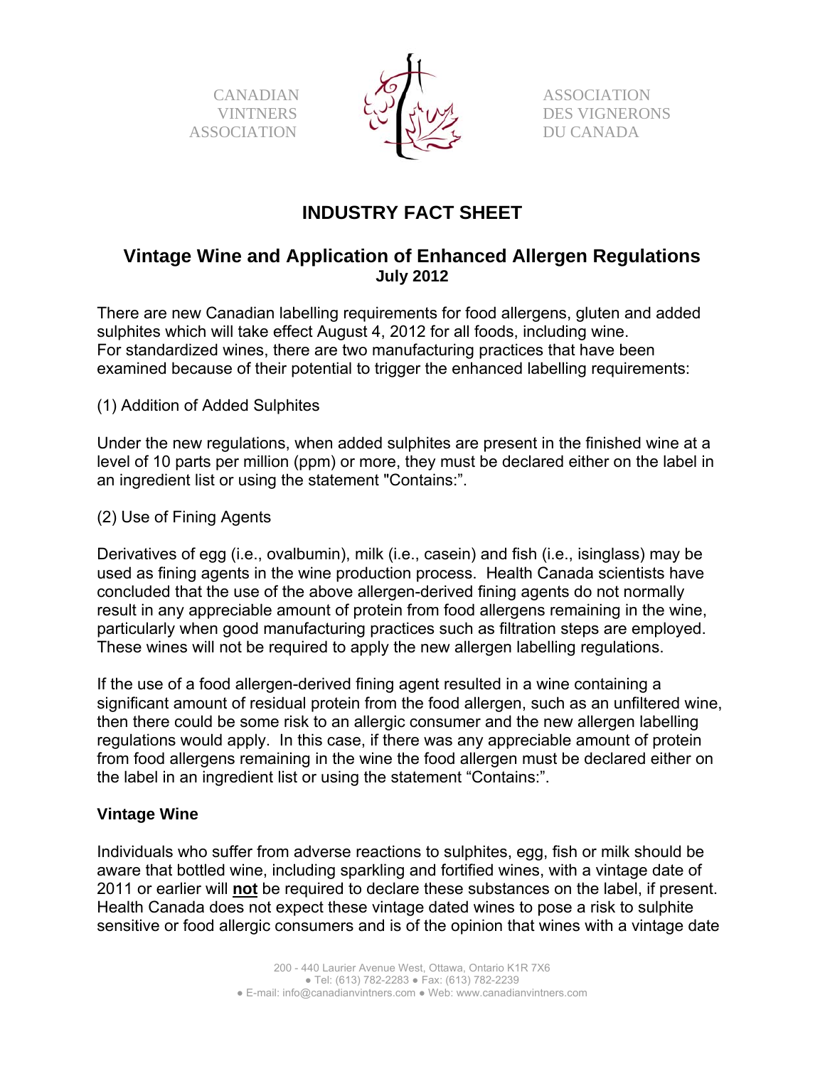CANADIAN VINTNERS ASSOCIATION

ASSOCIATION DES VIGNERONS DU CANADA

# INDUSTRY FACT SHEET

## Vintage Wine and Application of Enhanced Allergen Regulations

**July 2012**

There are new Canadian labelling requirements for food allergens, gluten and added sulphites which will take effect August 4, 2012 for all foods, including wine. For standardized wines, there are two manufacturing practices that have been examined because of their potential to trigger the enhanced labelling requirements:

(1) Addition of Added Sulphites

Under the new regulations, when added sulphites are present in the finished wine at a level of 10 parts per million (ppm) or more, they must be declared either on the label in an ingredient list or using the statement "Contains:".

(2) Use of Fining Agents

Derivatives of egg (i.e., ovalbumin), milk (i.e., casein) and fish (i.e., isinglass) may be used as fining agents in the wine production process. Health Canada scientists have concluded that the use of the above allergen-derived fining agents do not normally result in any appreciable amount of protein from food allergens remaining in the wine, particularly when good manufacturing practices such as filtration steps are employed. These wines will not be required to apply the new allergen labelling regulations.

If the use of a food allergen-derived fining agent resulted in a wine containing a significant amount of residual protein from the food allergen, such as an unfiltered wine, then there could be some risk to an allergic consumer and the new allergen labelling regulations would apply. In this case, if there was any appreciable amount of protein from food allergens remaining in the wine the food allergen must be declared either on the label in an ingredient list or using the statement "Contains:".

### Vintage Wine

Individuals who suffer from adverse reactions to sulphites, egg, fish or milk should be aware that bottled wine, including sparkling and fortified wines, with a vintage date of 2011 or earlier will **not** be required to declare these substances on the label, if present. Health Canada does not expect these vintage dated wines to pose a risk to sulphite sensitive or food allergic consumers and is of the opinion that wines with a vintage date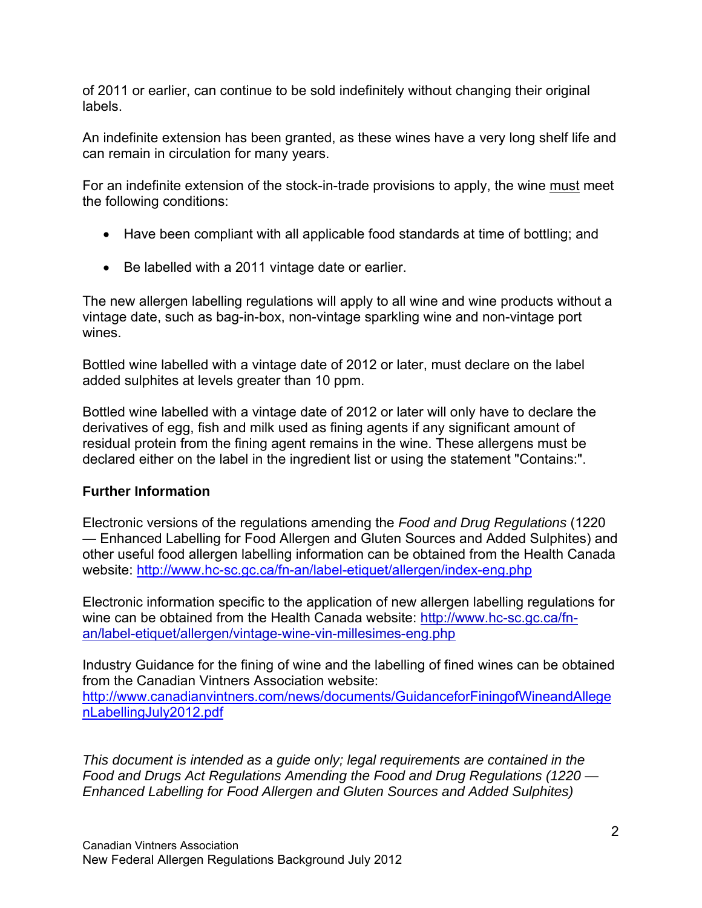of 2011 or earlier, can continue to be sold indefinitely without changing their original labels.

An indefinite extension has been granted, as these wines have a very long shelf life and can remain in circulation for many years.

For an indefinite extension of the stock-in-trade provisions to apply, the wine must meet the following conditions:

- Have been compliant with all applicable food standards at time of bottling; and
- Be labelled with a 2011 vintage date or earlier.

The new allergen labelling regulations will apply to all wine and wine products without a vintage date, such as bag-in-box, non-vintage sparkling wine and non-vintage port wines.

Bottled wine labelled with a vintage date of 2012 or later, must declare on the label added sulphites at levels greater than 10 ppm.

Bottled wine labelled with a vintage date of 2012 or later will only have to declare the derivatives of egg, fish and milk used as fining agents if any significant amount of residual protein from the fining agent remains in the wine. These allergens must be declared either on the label in the ingredient list or using the statement "Contains:".

**Further Information**

Electronic versions of the regulations amending the *Food and Drug Regulations* (1220 — Enhanced Labelling for Food Allergen and Gluten Sources and Added Sulphites) and other useful food allergen labelling information can be obtained from the Health Canada website: http://www.hc-sc.gc.ca/fn-an/label-etiquet/allergen/index-eng.php

Electronic information specific to the application of new allergen labelling regulations for wine can be obtained from the Health Canada website: http://www.hc-sc.gc.ca/fn-an/label-etiquet/allergen/vintage-wine-vin-millesimes-eng.php

Industry Guidance for the fining of wine and the labelling of fined wines can be obtained from the Canadian Vintners Association website: http://www.canadianvintners.com/news/documents/GuidanceforFiningofWineandAllegenLabellingJuly2012.pdf

*This document is intended as a guide only; legal requirements are contained in the Food and Drugs Act Regulations Amending the Food and Drug Regulations (1220 — Enhanced Labelling for Food Allergen and Gluten Sources and Added Sulphites)*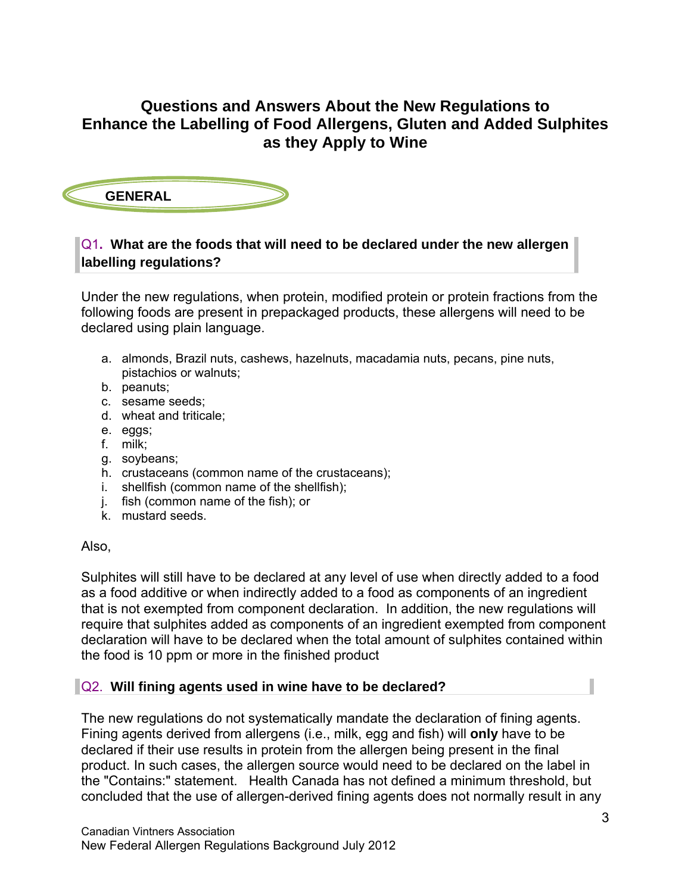# Questions and Answers About the New Regulations to Enhance the Labelling of Food Allergens, Gluten and Added Sulphites as they Apply to Wine

## GENERAL

### Q1. What are the foods that will need to be declared under the new allergen labelling regulations?

Under the new regulations, when protein, modified protein or protein fractions from the following foods are present in prepackaged products, these allergens will need to be declared using plain language.

a. almonds, Brazil nuts, cashews, hazelnuts, macadamia nuts, pecans, pine nuts, pistachios or walnuts;
b. peanuts;
c. sesame seeds;
d. wheat and triticale;
e. eggs;
f. milk;
g. soybeans;
h. crustaceans (common name of the crustaceans);
i. shellfish (common name of the shellfish);
j. fish (common name of the fish); or
k. mustard seeds.

Also,

Sulphites will still have to be declared at any level of use when directly added to a food as a food additive or when indirectly added to a food as components of an ingredient that is not exempted from component declaration. In addition, the new regulations will require that sulphites added as components of an ingredient exempted from component declaration will have to be declared when the total amount of sulphites contained within the food is 10 ppm or more in the finished product

### Q2. Will fining agents used in wine have to be declared?

The new regulations do not systematically mandate the declaration of fining agents. Fining agents derived from allergens (i.e., milk, egg and fish) will **only** have to be declared if their use results in protein from the allergen being present in the final product. In such cases, the allergen source would need to be declared on the label in the "Contains:" statement. Health Canada has not defined a minimum threshold, but concluded that the use of allergen-derived fining agents does not normally result in any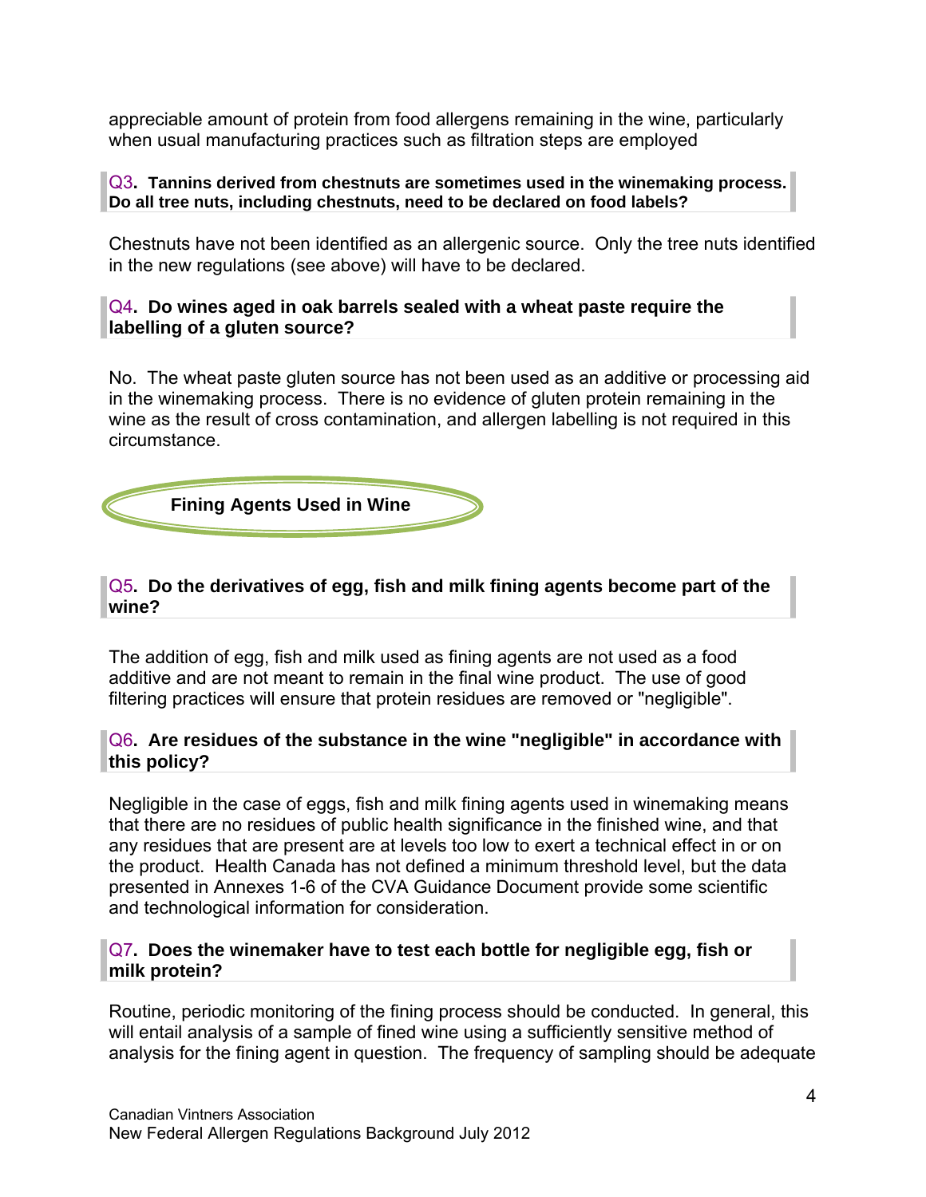appreciable amount of protein from food allergens remaining in the wine, particularly when usual manufacturing practices such as filtration steps are employed

**Q3. Tannins derived from chestnuts are sometimes used in the winemaking process. Do all tree nuts, including chestnuts, need to be declared on food labels?**

Chestnuts have not been identified as an allergenic source. Only the tree nuts identified in the new regulations (see above) will have to be declared.

**Q4. Do wines aged in oak barrels sealed with a wheat paste require the labelling of a gluten source?**

No. The wheat paste gluten source has not been used as an additive or processing aid in the winemaking process. There is no evidence of gluten protein remaining in the wine as the result of cross contamination, and allergen labelling is not required in this circumstance.

## Fining Agents Used in Wine

**Q5. Do the derivatives of egg, fish and milk fining agents become part of the wine?**

The addition of egg, fish and milk used as fining agents are not used as a food additive and are not meant to remain in the final wine product. The use of good filtering practices will ensure that protein residues are removed or "negligible".

**Q6. Are residues of the substance in the wine "negligible" in accordance with this policy?**

Negligible in the case of eggs, fish and milk fining agents used in winemaking means that there are no residues of public health significance in the finished wine, and that any residues that are present are at levels too low to exert a technical effect in or on the product. Health Canada has not defined a minimum threshold level, but the data presented in Annexes 1-6 of the CVA Guidance Document provide some scientific and technological information for consideration.

**Q7. Does the winemaker have to test each bottle for negligible egg, fish or milk protein?**

Routine, periodic monitoring of the fining process should be conducted. In general, this will entail analysis of a sample of fined wine using a sufficiently sensitive method of analysis for the fining agent in question. The frequency of sampling should be adequate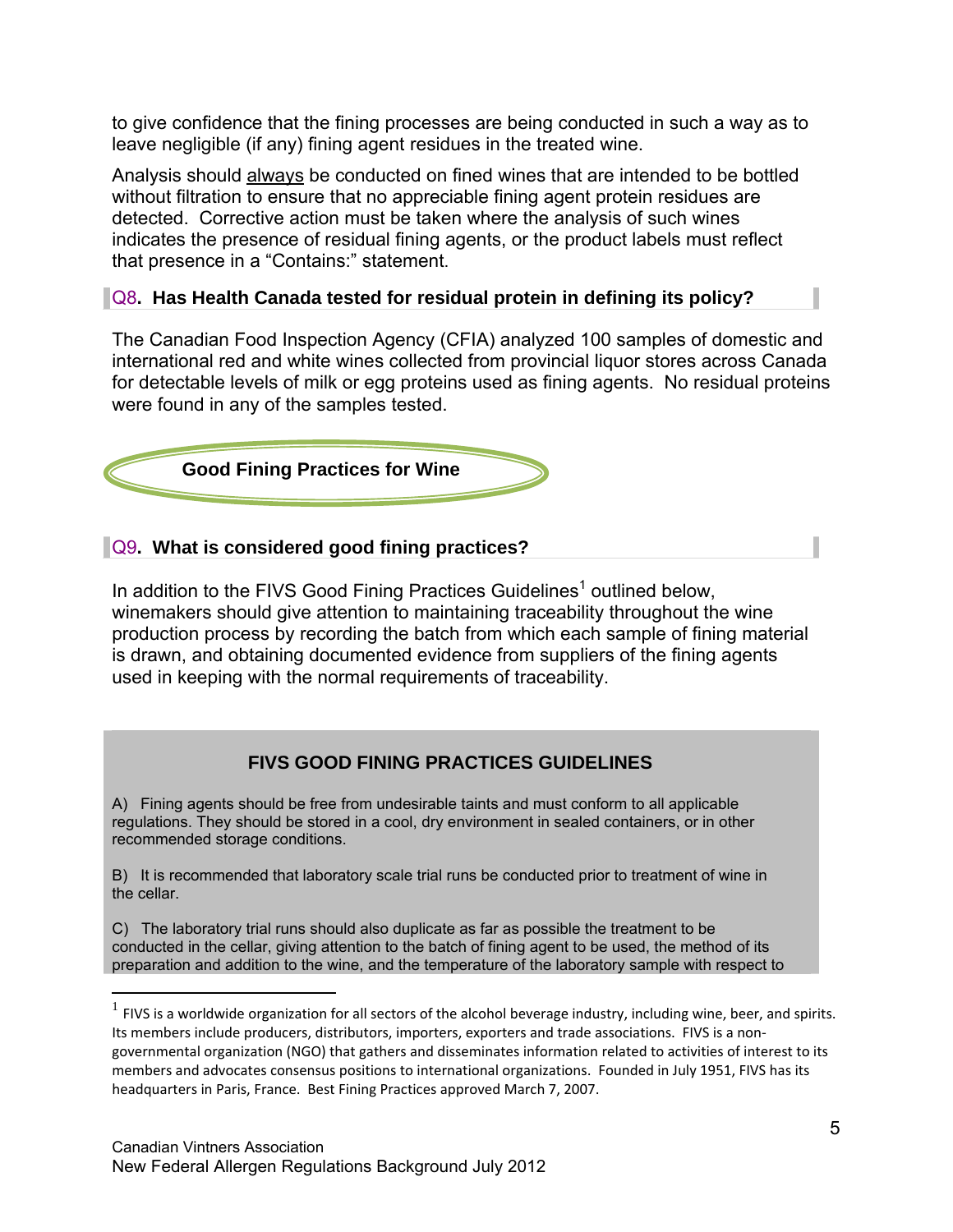to give confidence that the fining processes are being conducted in such a way as to leave negligible (if any) fining agent residues in the treated wine.

Analysis should always be conducted on fined wines that are intended to be bottled without filtration to ensure that no appreciable fining agent protein residues are detected. Corrective action must be taken where the analysis of such wines indicates the presence of residual fining agents, or the product labels must reflect that presence in a "Contains:" statement.

### Q8. Has Health Canada tested for residual protein in defining its policy?

The Canadian Food Inspection Agency (CFIA) analyzed 100 samples of domestic and international red and white wines collected from provincial liquor stores across Canada for detectable levels of milk or egg proteins used as fining agents. No residual proteins were found in any of the samples tested.

## Good Fining Practices for Wine

### Q9. What is considered good fining practices?

In addition to the FIVS Good Fining Practices Guidelines[1] outlined below, winemakers should give attention to maintaining traceability throughout the wine production process by recording the batch from which each sample of fining material is drawn, and obtaining documented evidence from suppliers of the fining agents used in keeping with the normal requirements of traceability.

#### FIVS GOOD FINING PRACTICES GUIDELINES

A) Fining agents should be free from undesirable taints and must conform to all applicable regulations. They should be stored in a cool, dry environment in sealed containers, or in other recommended storage conditions.

B) It is recommended that laboratory scale trial runs be conducted prior to treatment of wine in the cellar.

C) The laboratory trial runs should also duplicate as far as possible the treatment to be conducted in the cellar, giving attention to the batch of fining agent to be used, the method of its preparation and addition to the wine, and the temperature of the laboratory sample with respect to

---

[1] FIVS is a worldwide organization for all sectors of the alcohol beverage industry, including wine, beer, and spirits. Its members include producers, distributors, importers, exporters and trade associations. FIVS is a non-governmental organization (NGO) that gathers and disseminates information related to activities of interest to its members and advocates consensus positions to international organizations. Founded in July 1951, FIVS has its headquarters in Paris, France. Best Fining Practices approved March 7, 2007.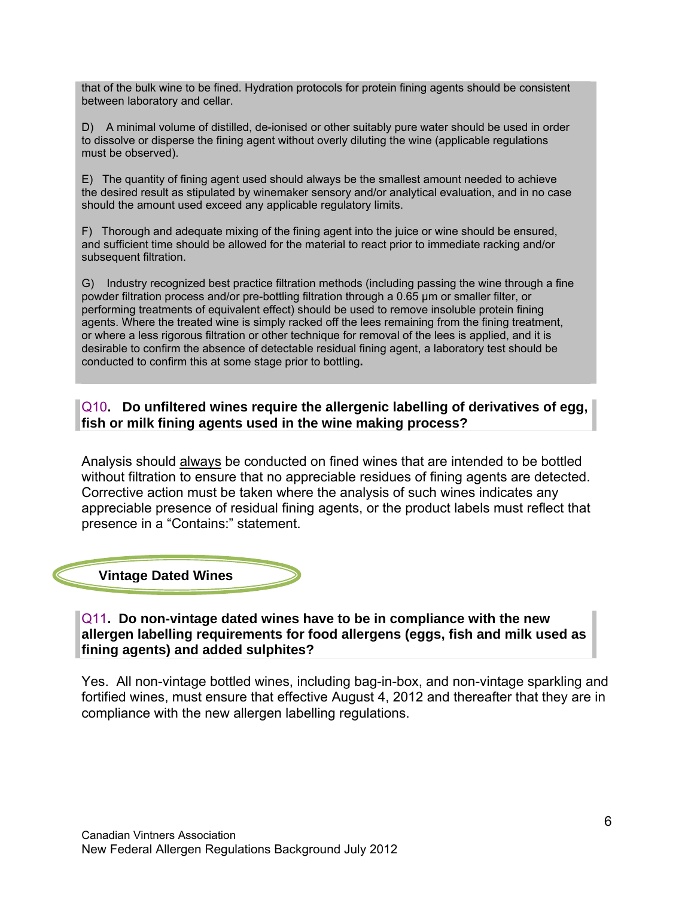that of the bulk wine to be fined. Hydration protocols for protein fining agents should be consistent between laboratory and cellar.

D) A minimal volume of distilled, de-ionised or other suitably pure water should be used in order to dissolve or disperse the fining agent without overly diluting the wine (applicable regulations must be observed).

E) The quantity of fining agent used should always be the smallest amount needed to achieve the desired result as stipulated by winemaker sensory and/or analytical evaluation, and in no case should the amount used exceed any applicable regulatory limits.

F) Thorough and adequate mixing of the fining agent into the juice or wine should be ensured, and sufficient time should be allowed for the material to react prior to immediate racking and/or subsequent filtration.

G) Industry recognized best practice filtration methods (including passing the wine through a fine powder filtration process and/or pre-bottling filtration through a 0.65 μm or smaller filter, or performing treatments of equivalent effect) should be used to remove insoluble protein fining agents. Where the treated wine is simply racked off the lees remaining from the fining treatment, or where a less rigorous filtration or other technique for removal of the lees is applied, and it is desirable to confirm the absence of detectable residual fining agent, a laboratory test should be conducted to confirm this at some stage prior to bottling.

### Q10. Do unfiltered wines require the allergenic labelling of derivatives of egg, fish or milk fining agents used in the wine making process?

Analysis should always be conducted on fined wines that are intended to be bottled without filtration to ensure that no appreciable residues of fining agents are detected. Corrective action must be taken where the analysis of such wines indicates any appreciable presence of residual fining agents, or the product labels must reflect that presence in a "Contains:" statement.

## Vintage Dated Wines

### Q11. Do non-vintage dated wines have to be in compliance with the new allergen labelling requirements for food allergens (eggs, fish and milk used as fining agents) and added sulphites?

Yes. All non-vintage bottled wines, including bag-in-box, and non-vintage sparkling and fortified wines, must ensure that effective August 4, 2012 and thereafter that they are in compliance with the new allergen labelling regulations.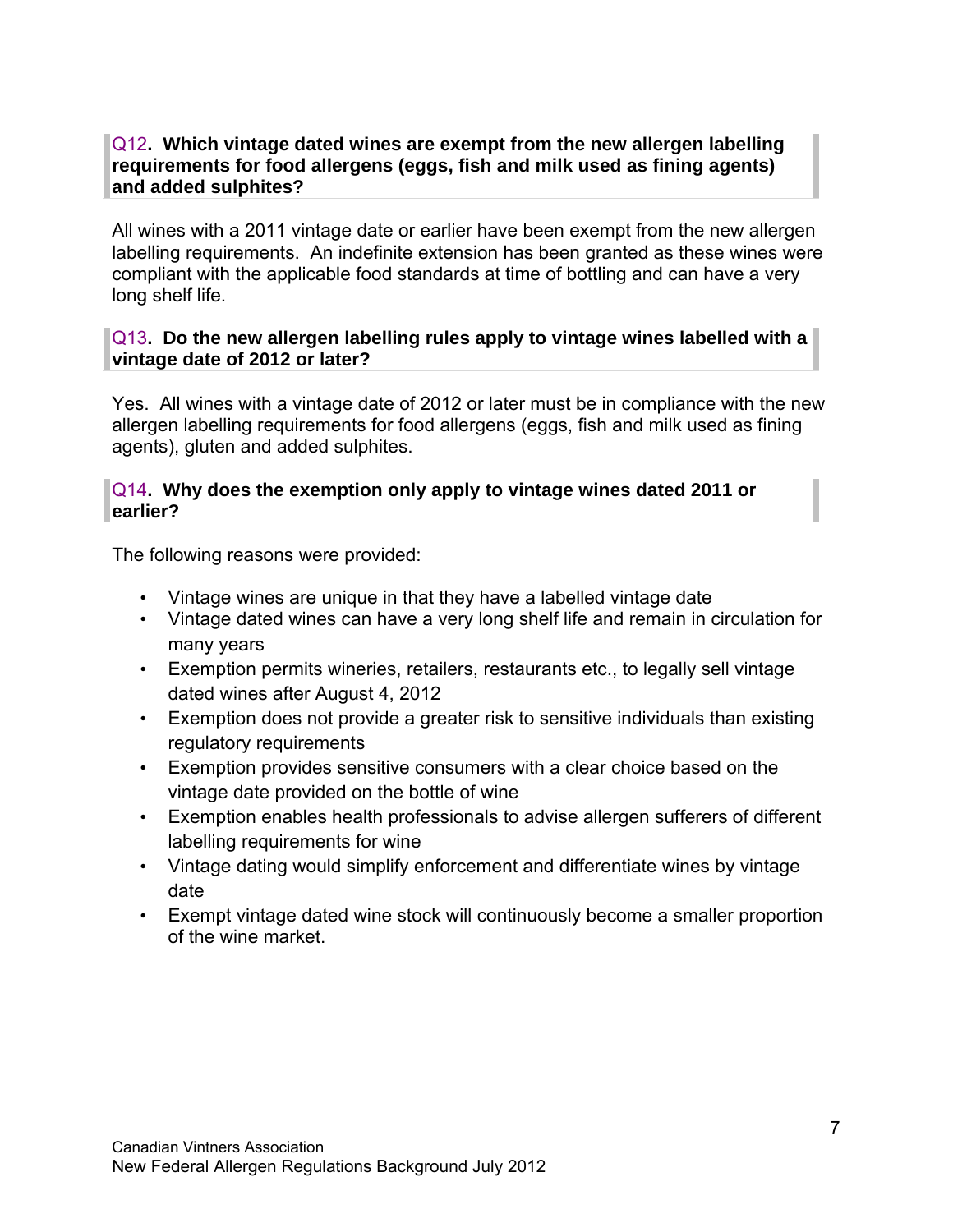### Q12. Which vintage dated wines are exempt from the new allergen labelling requirements for food allergens (eggs, fish and milk used as fining agents) and added sulphites?

All wines with a 2011 vintage date or earlier have been exempt from the new allergen labelling requirements. An indefinite extension has been granted as these wines were compliant with the applicable food standards at time of bottling and can have a very long shelf life.

### Q13. Do the new allergen labelling rules apply to vintage wines labelled with a vintage date of 2012 or later?

Yes. All wines with a vintage date of 2012 or later must be in compliance with the new allergen labelling requirements for food allergens (eggs, fish and milk used as fining agents), gluten and added sulphites.

### Q14. Why does the exemption only apply to vintage wines dated 2011 or earlier?

The following reasons were provided:

- Vintage wines are unique in that they have a labelled vintage date
- Vintage dated wines can have a very long shelf life and remain in circulation for many years
- Exemption permits wineries, retailers, restaurants etc., to legally sell vintage dated wines after August 4, 2012
- Exemption does not provide a greater risk to sensitive individuals than existing regulatory requirements
- Exemption provides sensitive consumers with a clear choice based on the vintage date provided on the bottle of wine
- Exemption enables health professionals to advise allergen sufferers of different labelling requirements for wine
- Vintage dating would simplify enforcement and differentiate wines by vintage date
- Exempt vintage dated wine stock will continuously become a smaller proportion of the wine market.